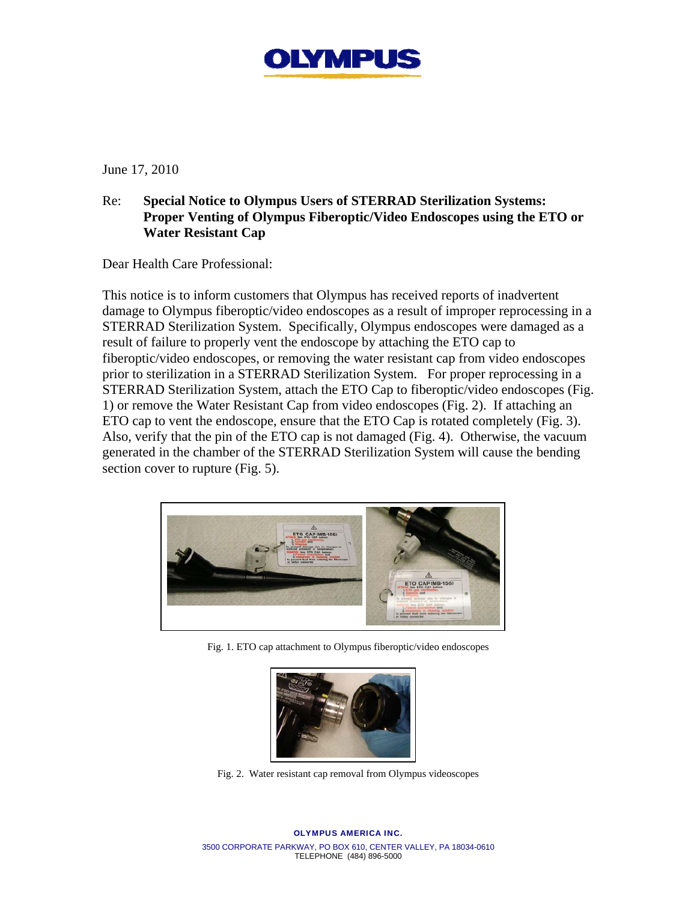OLYMPUS

June 17, 2010

Re: **Special Notice to Olympus Users of STERRAD Sterilization Systems: Proper Venting of Olympus Fiberoptic/Video Endoscopes using the ETO or Water Resistant Cap**

Dear Health Care Professional:

This notice is to inform customers that Olympus has received reports of inadvertent damage to Olympus fiberoptic/video endoscopes as a result of improper reprocessing in a STERRAD Sterilization System. Specifically, Olympus endoscopes were damaged as a result of failure to properly vent the endoscope by attaching the ETO cap to fiberoptic/video endoscopes, or removing the water resistant cap from video endoscopes prior to sterilization in a STERRAD Sterilization System. For proper reprocessing in a STERRAD Sterilization System, attach the ETO Cap to fiberoptic/video endoscopes (Fig. 1) or remove the Water Resistant Cap from video endoscopes (Fig. 2). If attaching an ETO cap to vent the endoscope, ensure that the ETO Cap is rotated completely (Fig. 3). Also, verify that the pin of the ETO cap is not damaged (Fig. 4). Otherwise, the vacuum generated in the chamber of the STERRAD Sterilization System will cause the bending section cover to rupture (Fig. 5).

Fig. 1. ETO cap attachment to Olympus fiberoptic/video endoscopes

Fig. 2. Water resistant cap removal from Olympus videoscopes

**OLYMPUS AMERICA INC.**
3500 CORPORATE PARKWAY, PO BOX 610, CENTER VALLEY, PA 18034-0610
TELEPHONE (484) 896-5000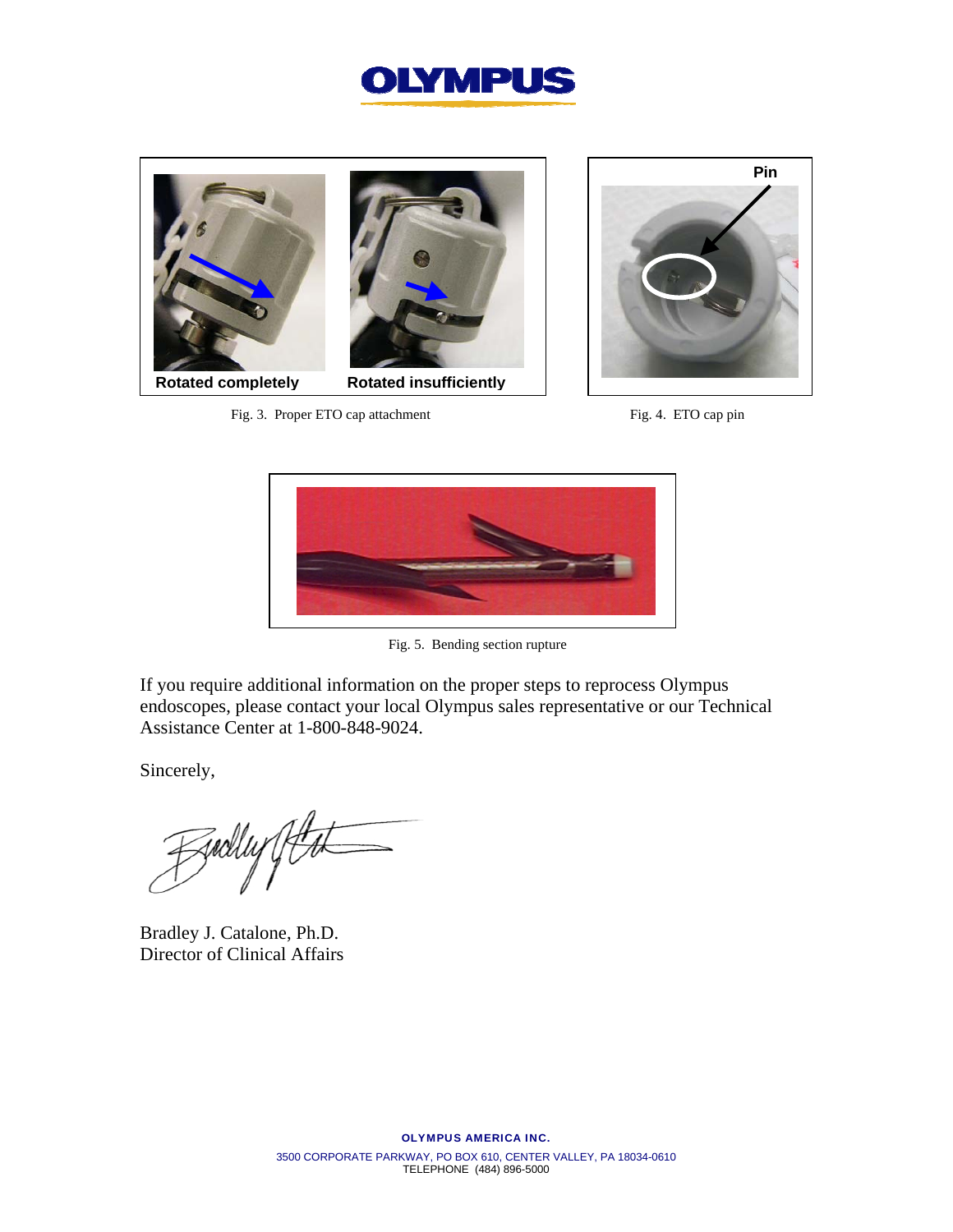Rotated completely

Rotated insufficiently

Fig. 3. Proper ETO cap attachment

Pin

Fig. 4. ETO cap pin

Fig. 5. Bending section rupture

If you require additional information on the proper steps to reprocess Olympus endoscopes, please contact your local Olympus sales representative or our Technical Assistance Center at 1-800-848-9024.

Sincerely,

Bradley J. Catalone, Ph.D.
Director of Clinical Affairs

**OLYMPUS AMERICA INC.**
3500 CORPORATE PARKWAY, PO BOX 610, CENTER VALLEY, PA 18034-0610
TELEPHONE (484) 896-5000